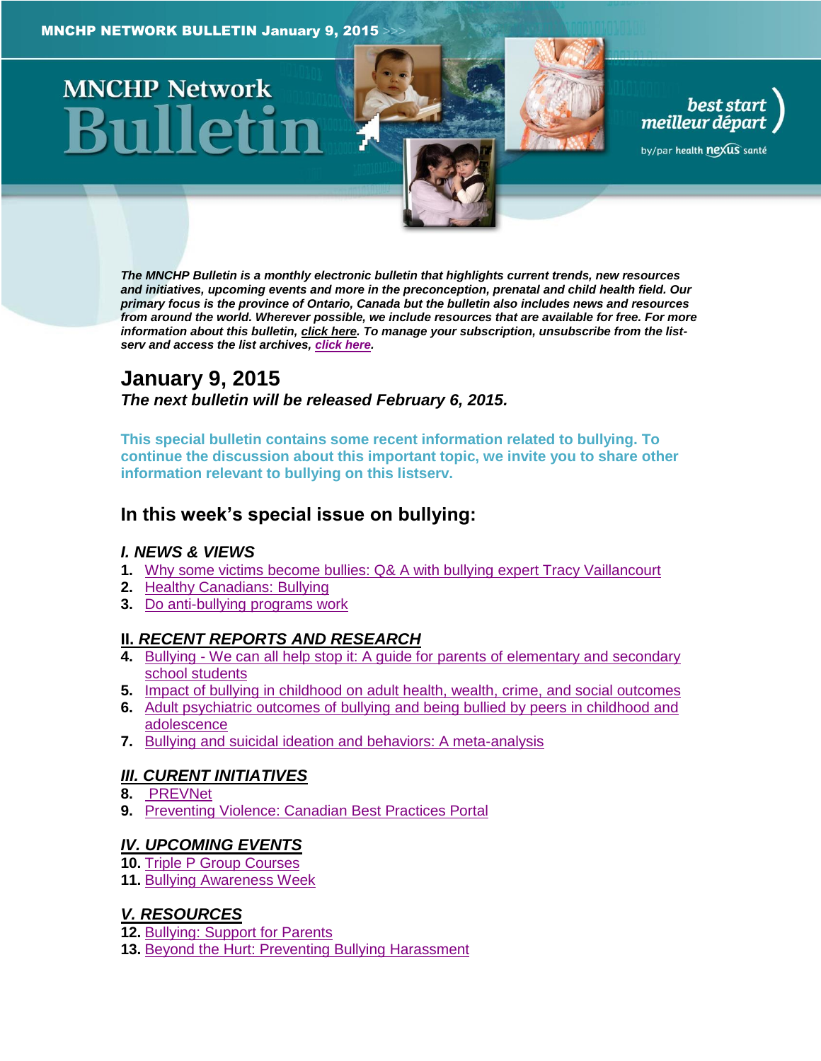MNCHP NETWORK BULLETIN January 9, 2015

# MNCHP Network Bulletin

best start meilleur départ by/par health nexus santé

***The MNCHP Bulletin is a monthly electronic bulletin that highlights current trends, new resources and initiatives, upcoming events and more in the preconception, prenatal and child health field. Our primary focus is the province of Ontario, Canada but the bulletin also includes news and resources from around the world. Wherever possible, we include resources that are available for free. For more information about this bulletin, click here. To manage your subscription, unsubscribe from the list-serv and access the list archives, click here.***

## January 9, 2015

***The next bulletin will be released February 6, 2015.***

**This special bulletin contains some recent information related to bullying. To continue the discussion about this important topic, we invite you to share other information relevant to bullying on this listserv.**

## In this week's special issue on bullying:

### *I. NEWS & VIEWS*

1. Why some victims become bullies: Q& A with bullying expert Tracy Vaillancourt
2. Healthy Canadians: Bullying
3. Do anti-bullying programs work

### *II. RECENT REPORTS AND RESEARCH*

4. Bullying - We can all help stop it: A guide for parents of elementary and secondary school students
5. Impact of bullying in childhood on adult health, wealth, crime, and social outcomes
6. Adult psychiatric outcomes of bullying and being bullied by peers in childhood and adolescence
7. Bullying and suicidal ideation and behaviors: A meta-analysis

### *III. CURENT INITIATIVES*

8. PREVNet
9. Preventing Violence: Canadian Best Practices Portal

### *IV. UPCOMING EVENTS*

10. Triple P Group Courses
11. Bullying Awareness Week

### *V. RESOURCES*

12. Bullying: Support for Parents
13. Beyond the Hurt: Preventing Bullying Harassment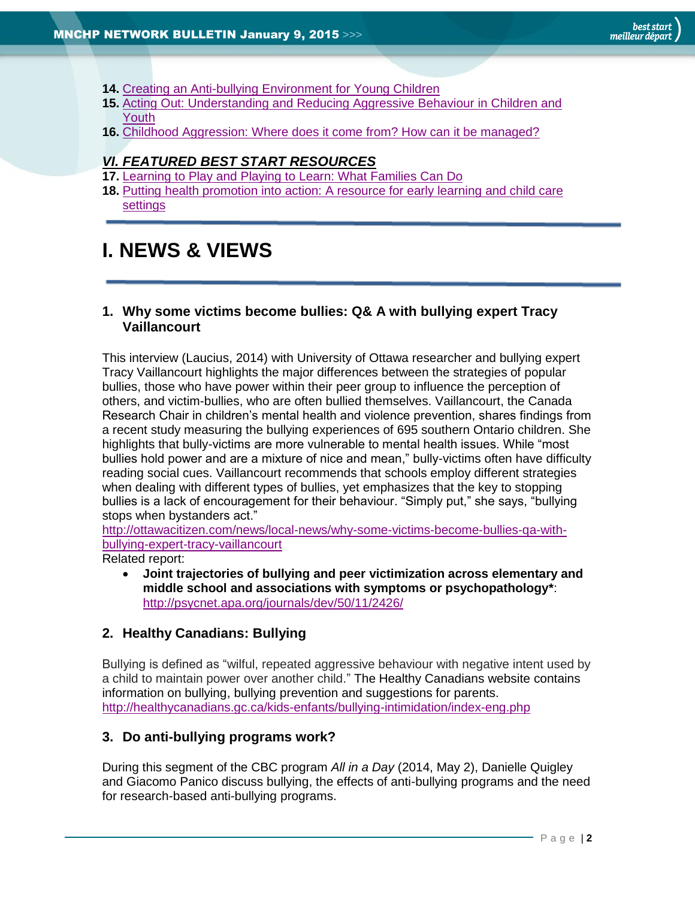**14.** Creating an Anti-bullying Environment for Young Children
**15.** Acting Out: Understanding and Reducing Aggressive Behaviour in Children and Youth
**16.** Childhood Aggression: Where does it come from? How can it be managed?

***VI. FEATURED BEST START RESOURCES***

**17.** Learning to Play and Playing to Learn: What Families Can Do
**18.** Putting health promotion into action: A resource for early learning and child care settings

# I. NEWS & VIEWS

### 1. Why some victims become bullies: Q& A with bullying expert Tracy Vaillancourt

This interview (Laucius, 2014) with University of Ottawa researcher and bullying expert Tracy Vaillancourt highlights the major differences between the strategies of popular bullies, those who have power within their peer group to influence the perception of others, and victim-bullies, who are often bullied themselves. Vaillancourt, the Canada Research Chair in children's mental health and violence prevention, shares findings from a recent study measuring the bullying experiences of 695 southern Ontario children. She highlights that bully-victims are more vulnerable to mental health issues. While "most bullies hold power and are a mixture of nice and mean," bully-victims often have difficulty reading social cues. Vaillancourt recommends that schools employ different strategies when dealing with different types of bullies, yet emphasizes that the key to stopping bullies is a lack of encouragement for their behaviour. "Simply put," she says, "bullying stops when bystanders act."
http://ottawacitizen.com/news/local-news/why-some-victims-become-bullies-qa-with-bullying-expert-tracy-vaillancourt

Related report:

- **Joint trajectories of bullying and peer victimization across elementary and middle school and associations with symptoms or psychopathology***: http://psycnet.apa.org/journals/dev/50/11/2426/

### 2. Healthy Canadians: Bullying

Bullying is defined as "wilful, repeated aggressive behaviour with negative intent used by a child to maintain power over another child." The Healthy Canadians website contains information on bullying, bullying prevention and suggestions for parents.
http://healthycanadians.gc.ca/kids-enfants/bullying-intimidation/index-eng.php

### 3. Do anti-bullying programs work?

During this segment of the CBC program *All in a Day* (2014, May 2), Danielle Quigley and Giacomo Panico discuss bullying, the effects of anti-bullying programs and the need for research-based anti-bullying programs.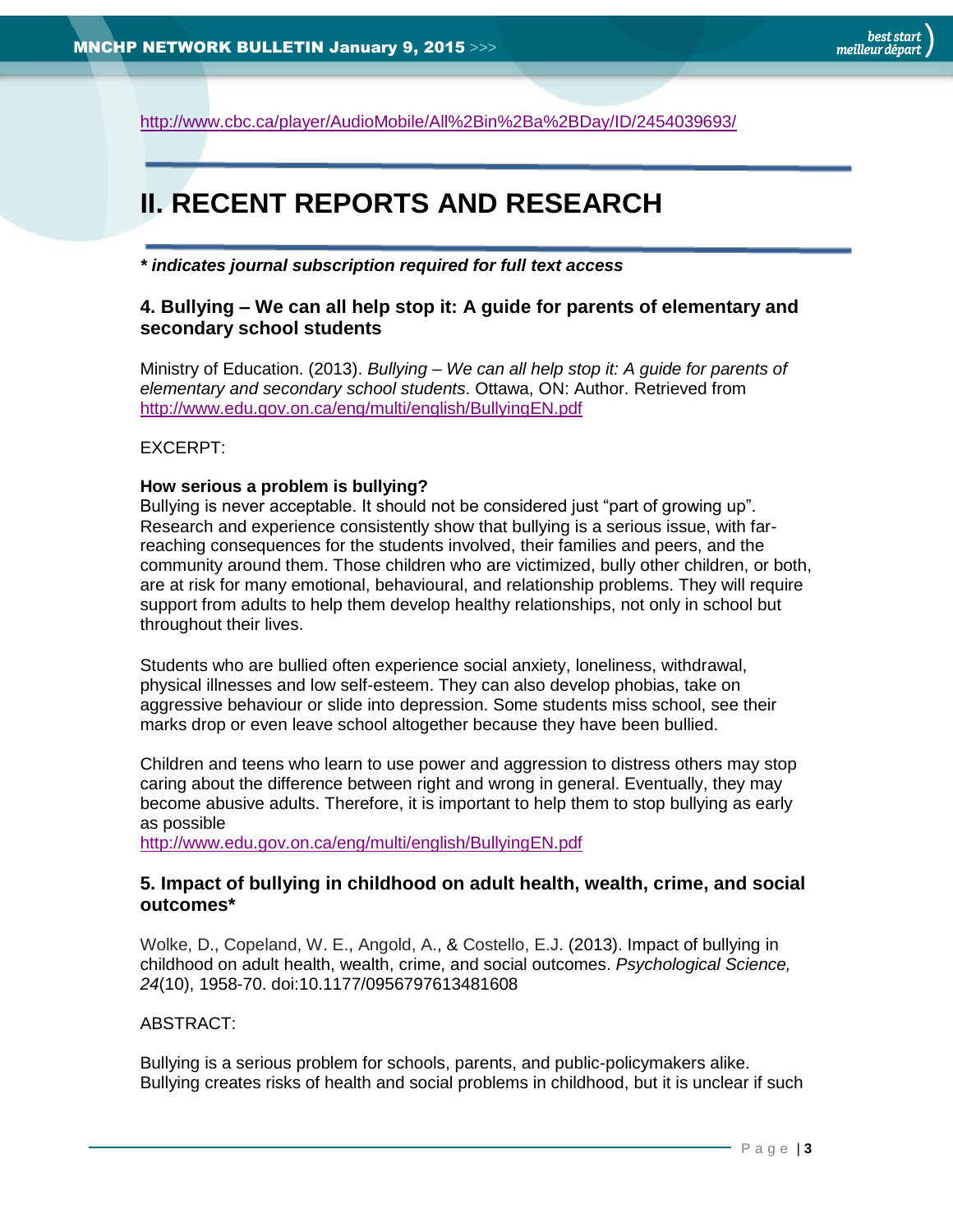http://www.cbc.ca/player/AudioMobile/All%2Bin%2Ba%2BDay/ID/2454039693/

## II. RECENT REPORTS AND RESEARCH

***** *indicates journal subscription required for full text access***

### 4. Bullying – We can all help stop it: A guide for parents of elementary and secondary school students

Ministry of Education. (2013). *Bullying – We can all help stop it: A guide for parents of elementary and secondary school students*. Ottawa, ON: Author. Retrieved from http://www.edu.gov.on.ca/eng/multi/english/BullyingEN.pdf

EXCERPT:

**How serious a problem is bullying?**
Bullying is never acceptable. It should not be considered just "part of growing up". Research and experience consistently show that bullying is a serious issue, with far-reaching consequences for the students involved, their families and peers, and the community around them. Those children who are victimized, bully other children, or both, are at risk for many emotional, behavioural, and relationship problems. They will require support from adults to help them develop healthy relationships, not only in school but throughout their lives.

Students who are bullied often experience social anxiety, loneliness, withdrawal, physical illnesses and low self-esteem. They can also develop phobias, take on aggressive behaviour or slide into depression. Some students miss school, see their marks drop or even leave school altogether because they have been bullied.

Children and teens who learn to use power and aggression to distress others may stop caring about the difference between right and wrong in general. Eventually, they may become abusive adults. Therefore, it is important to help them to stop bullying as early as possible
http://www.edu.gov.on.ca/eng/multi/english/BullyingEN.pdf

### 5. Impact of bullying in childhood on adult health, wealth, crime, and social outcomes*

Wolke, D., Copeland, W. E., Angold, A., & Costello, E.J. (2013). Impact of bullying in childhood on adult health, wealth, crime, and social outcomes. *Psychological Science, 24*(10), 1958-70. doi:10.1177/0956797613481608

ABSTRACT:

Bullying is a serious problem for schools, parents, and public-policymakers alike. Bullying creates risks of health and social problems in childhood, but it is unclear if such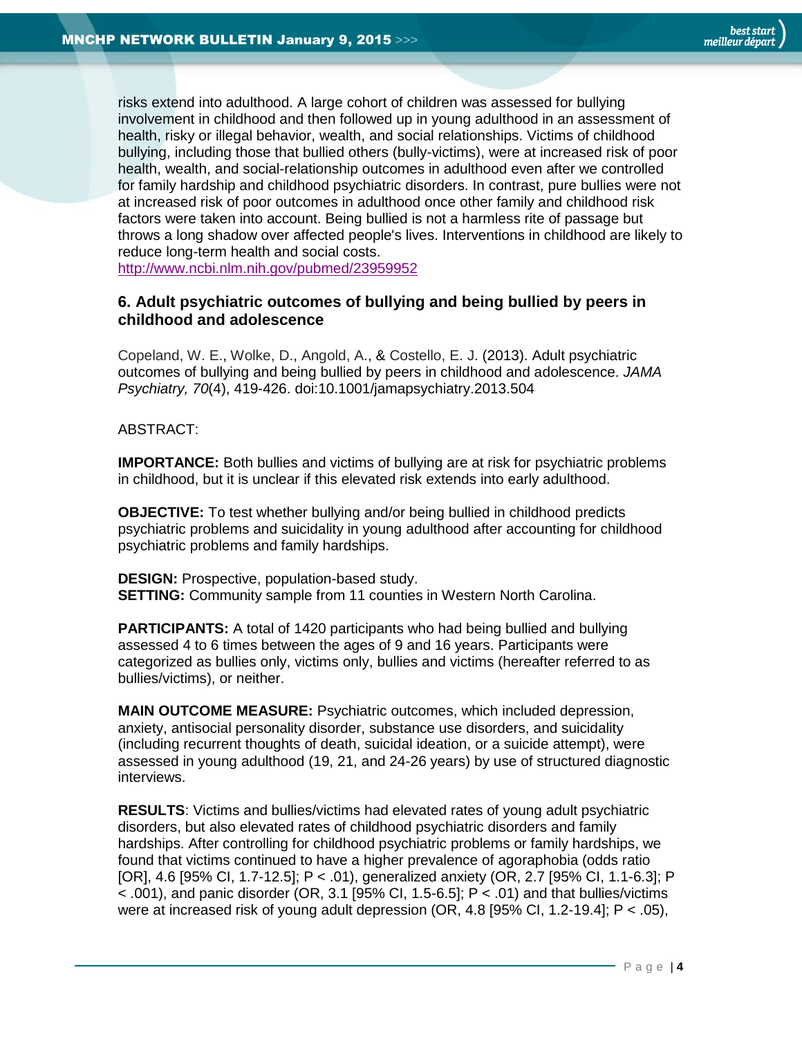risks extend into adulthood. A large cohort of children was assessed for bullying involvement in childhood and then followed up in young adulthood in an assessment of health, risky or illegal behavior, wealth, and social relationships. Victims of childhood bullying, including those that bullied others (bully-victims), were at increased risk of poor health, wealth, and social-relationship outcomes in adulthood even after we controlled for family hardship and childhood psychiatric disorders. In contrast, pure bullies were not at increased risk of poor outcomes in adulthood once other family and childhood risk factors were taken into account. Being bullied is not a harmless rite of passage but throws a long shadow over affected people's lives. Interventions in childhood are likely to reduce long-term health and social costs.
http://www.ncbi.nlm.nih.gov/pubmed/23959952

### 6. Adult psychiatric outcomes of bullying and being bullied by peers in childhood and adolescence

Copeland, W. E., Wolke, D., Angold, A., & Costello, E. J. (2013). Adult psychiatric outcomes of bullying and being bullied by peers in childhood and adolescence. *JAMA Psychiatry, 70*(4), 419-426. doi:10.1001/jamapsychiatry.2013.504

ABSTRACT:

**IMPORTANCE:** Both bullies and victims of bullying are at risk for psychiatric problems in childhood, but it is unclear if this elevated risk extends into early adulthood.

**OBJECTIVE:** To test whether bullying and/or being bullied in childhood predicts psychiatric problems and suicidality in young adulthood after accounting for childhood psychiatric problems and family hardships.

**DESIGN:** Prospective, population-based study.
**SETTING:** Community sample from 11 counties in Western North Carolina.

**PARTICIPANTS:** A total of 1420 participants who had being bullied and bullying assessed 4 to 6 times between the ages of 9 and 16 years. Participants were categorized as bullies only, victims only, bullies and victims (hereafter referred to as bullies/victims), or neither.

**MAIN OUTCOME MEASURE:** Psychiatric outcomes, which included depression, anxiety, antisocial personality disorder, substance use disorders, and suicidality (including recurrent thoughts of death, suicidal ideation, or a suicide attempt), were assessed in young adulthood (19, 21, and 24-26 years) by use of structured diagnostic interviews.

**RESULTS**: Victims and bullies/victims had elevated rates of young adult psychiatric disorders, but also elevated rates of childhood psychiatric disorders and family hardships. After controlling for childhood psychiatric problems or family hardships, we found that victims continued to have a higher prevalence of agoraphobia (odds ratio [OR], 4.6 [95% CI, 1.7-12.5]; $P < .01$), generalized anxiety (OR, 2.7 [95% CI, 1.1-6.3]; $P < .001$), and panic disorder (OR, 3.1 [95% CI, 1.5-6.5]; $P < .01$) and that bullies/victims were at increased risk of young adult depression (OR, 4.8 [95% CI, 1.2-19.4]; $P < .05$),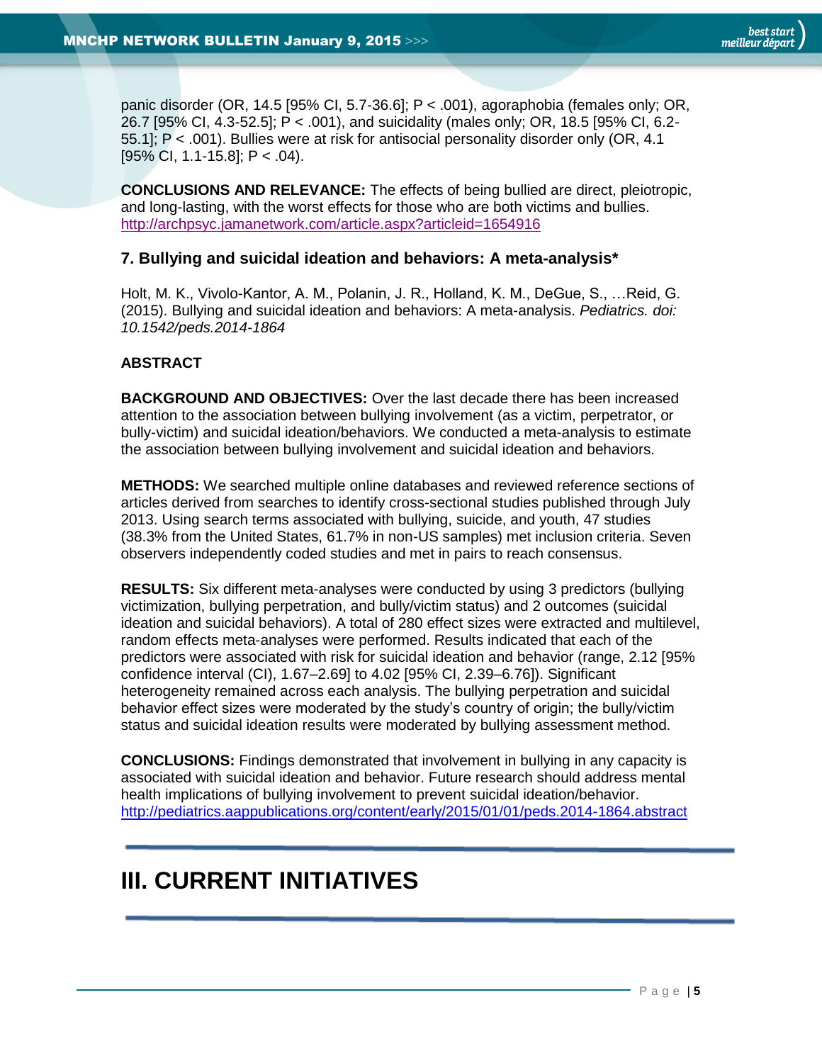panic disorder (OR, 14.5 [95% CI, 5.7-36.6]; $P < .001$), agoraphobia (females only; OR, 26.7 [95% CI, 4.3-52.5]; $P < .001$), and suicidality (males only; OR, 18.5 [95% CI, 6.2-55.1]; $P < .001$). Bullies were at risk for antisocial personality disorder only (OR, 4.1 [95% CI, 1.1-15.8]; $P < .04$).

**CONCLUSIONS AND RELEVANCE:** The effects of being bullied are direct, pleiotropic, and long-lasting, with the worst effects for those who are both victims and bullies. http://archpsyc.jamanetwork.com/article.aspx?articleid=1654916

### 7. Bullying and suicidal ideation and behaviors: A meta-analysis*

Holt, M. K., Vivolo-Kantor, A. M., Polanin, J. R., Holland, K. M., DeGue, S., …Reid, G. (2015). Bullying and suicidal ideation and behaviors: A meta-analysis. *Pediatrics. doi: 10.1542/peds.2014-1864*

**ABSTRACT**

**BACKGROUND AND OBJECTIVES:** Over the last decade there has been increased attention to the association between bullying involvement (as a victim, perpetrator, or bully-victim) and suicidal ideation/behaviors. We conducted a meta-analysis to estimate the association between bullying involvement and suicidal ideation and behaviors.

**METHODS:** We searched multiple online databases and reviewed reference sections of articles derived from searches to identify cross-sectional studies published through July 2013. Using search terms associated with bullying, suicide, and youth, 47 studies (38.3% from the United States, 61.7% in non-US samples) met inclusion criteria. Seven observers independently coded studies and met in pairs to reach consensus.

**RESULTS:** Six different meta-analyses were conducted by using 3 predictors (bullying victimization, bullying perpetration, and bully/victim status) and 2 outcomes (suicidal ideation and suicidal behaviors). A total of 280 effect sizes were extracted and multilevel, random effects meta-analyses were performed. Results indicated that each of the predictors were associated with risk for suicidal ideation and behavior (range, 2.12 [95% confidence interval (CI), 1.67–2.69] to 4.02 [95% CI, 2.39–6.76]). Significant heterogeneity remained across each analysis. The bullying perpetration and suicidal behavior effect sizes were moderated by the study's country of origin; the bully/victim status and suicidal ideation results were moderated by bullying assessment method.

**CONCLUSIONS:** Findings demonstrated that involvement in bullying in any capacity is associated with suicidal ideation and behavior. Future research should address mental health implications of bullying involvement to prevent suicidal ideation/behavior. http://pediatrics.aappublications.org/content/early/2015/01/01/peds.2014-1864.abstract

---

# III. CURRENT INITIATIVES

---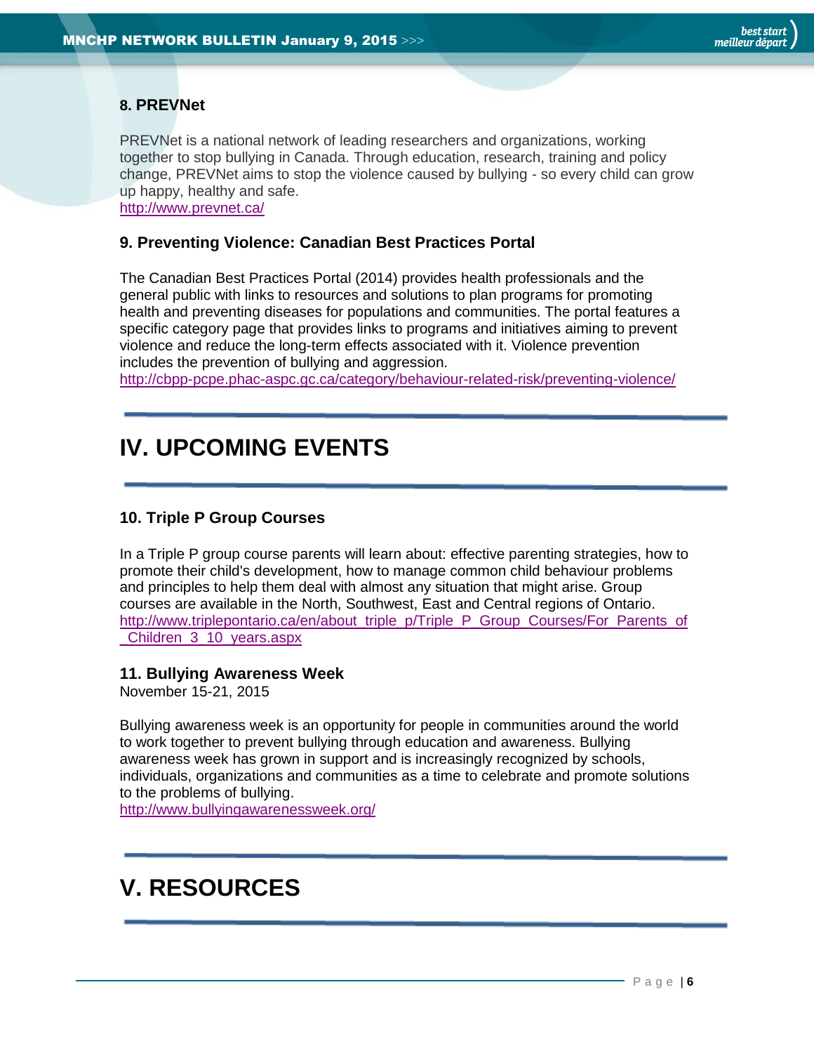### 8. PREVNet

PREVNet is a national network of leading researchers and organizations, working together to stop bullying in Canada. Through education, research, training and policy change, PREVNet aims to stop the violence caused by bullying - so every child can grow up happy, healthy and safe.
http://www.prevnet.ca/

### 9. Preventing Violence: Canadian Best Practices Portal

The Canadian Best Practices Portal (2014) provides health professionals and the general public with links to resources and solutions to plan programs for promoting health and preventing diseases for populations and communities. The portal features a specific category page that provides links to programs and initiatives aiming to prevent violence and reduce the long-term effects associated with it. Violence prevention includes the prevention of bullying and aggression.
http://cbpp-pcpe.phac-aspc.gc.ca/category/behaviour-related-risk/preventing-violence/

## IV. UPCOMING EVENTS

### 10. Triple P Group Courses

In a Triple P group course parents will learn about: effective parenting strategies, how to promote their child's development, how to manage common child behaviour problems and principles to help them deal with almost any situation that might arise. Group courses are available in the North, Southwest, East and Central regions of Ontario.
http://www.triplepontario.ca/en/about_triple_p/Triple_P_Group_Courses/For_Parents_of_Children_3_10_years.aspx

### 11. Bullying Awareness Week

November 15-21, 2015

Bullying awareness week is an opportunity for people in communities around the world to work together to prevent bullying through education and awareness. Bullying awareness week has grown in support and is increasingly recognized by schools, individuals, organizations and communities as a time to celebrate and promote solutions to the problems of bullying.
http://www.bullyingawarenessweek.org/

## V. RESOURCES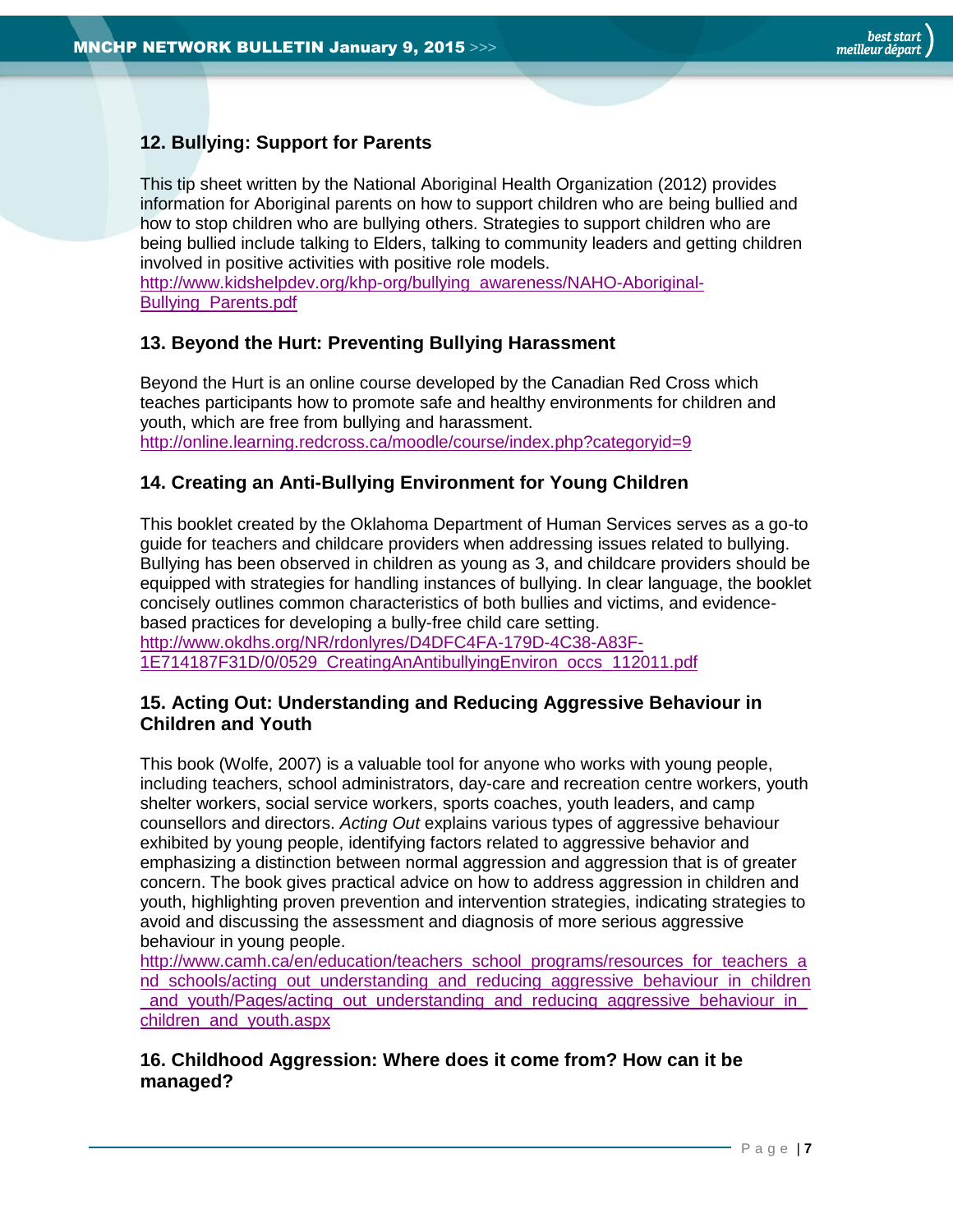## 12. Bullying: Support for Parents

This tip sheet written by the National Aboriginal Health Organization (2012) provides information for Aboriginal parents on how to support children who are being bullied and how to stop children who are bullying others. Strategies to support children who are being bullied include talking to Elders, talking to community leaders and getting children involved in positive activities with positive role models.
http://www.kidshelpdev.org/khp-org/bullying_awareness/NAHO-Aboriginal-Bullying_Parents.pdf

## 13. Beyond the Hurt: Preventing Bullying Harassment

Beyond the Hurt is an online course developed by the Canadian Red Cross which teaches participants how to promote safe and healthy environments for children and youth, which are free from bullying and harassment.
http://online.learning.redcross.ca/moodle/course/index.php?categoryid=9

## 14. Creating an Anti-Bullying Environment for Young Children

This booklet created by the Oklahoma Department of Human Services serves as a go-to guide for teachers and childcare providers when addressing issues related to bullying. Bullying has been observed in children as young as 3, and childcare providers should be equipped with strategies for handling instances of bullying. In clear language, the booklet concisely outlines common characteristics of both bullies and victims, and evidence-based practices for developing a bully-free child care setting.
http://www.okdhs.org/NR/rdonlyres/D4DFC4FA-179D-4C38-A83F-1E714187F31D/0/0529_CreatingAnAntibullyingEnviron_occs_112011.pdf

## 15. Acting Out: Understanding and Reducing Aggressive Behaviour in Children and Youth

This book (Wolfe, 2007) is a valuable tool for anyone who works with young people, including teachers, school administrators, day-care and recreation centre workers, youth shelter workers, social service workers, sports coaches, youth leaders, and camp counsellors and directors. *Acting Out* explains various types of aggressive behaviour exhibited by young people, identifying factors related to aggressive behavior and emphasizing a distinction between normal aggression and aggression that is of greater concern. The book gives practical advice on how to address aggression in children and youth, highlighting proven prevention and intervention strategies, indicating strategies to avoid and discussing the assessment and diagnosis of more serious aggressive behaviour in young people.
http://www.camh.ca/en/education/teachers_school_programs/resources_for_teachers_and_schools/acting_out_understanding_and_reducing_aggressive_behaviour_in_children_and_youth/Pages/acting_out_understanding_and_reducing_aggressive_behaviour_in_children_and_youth.aspx

## 16. Childhood Aggression: Where does it come from? How can it be managed?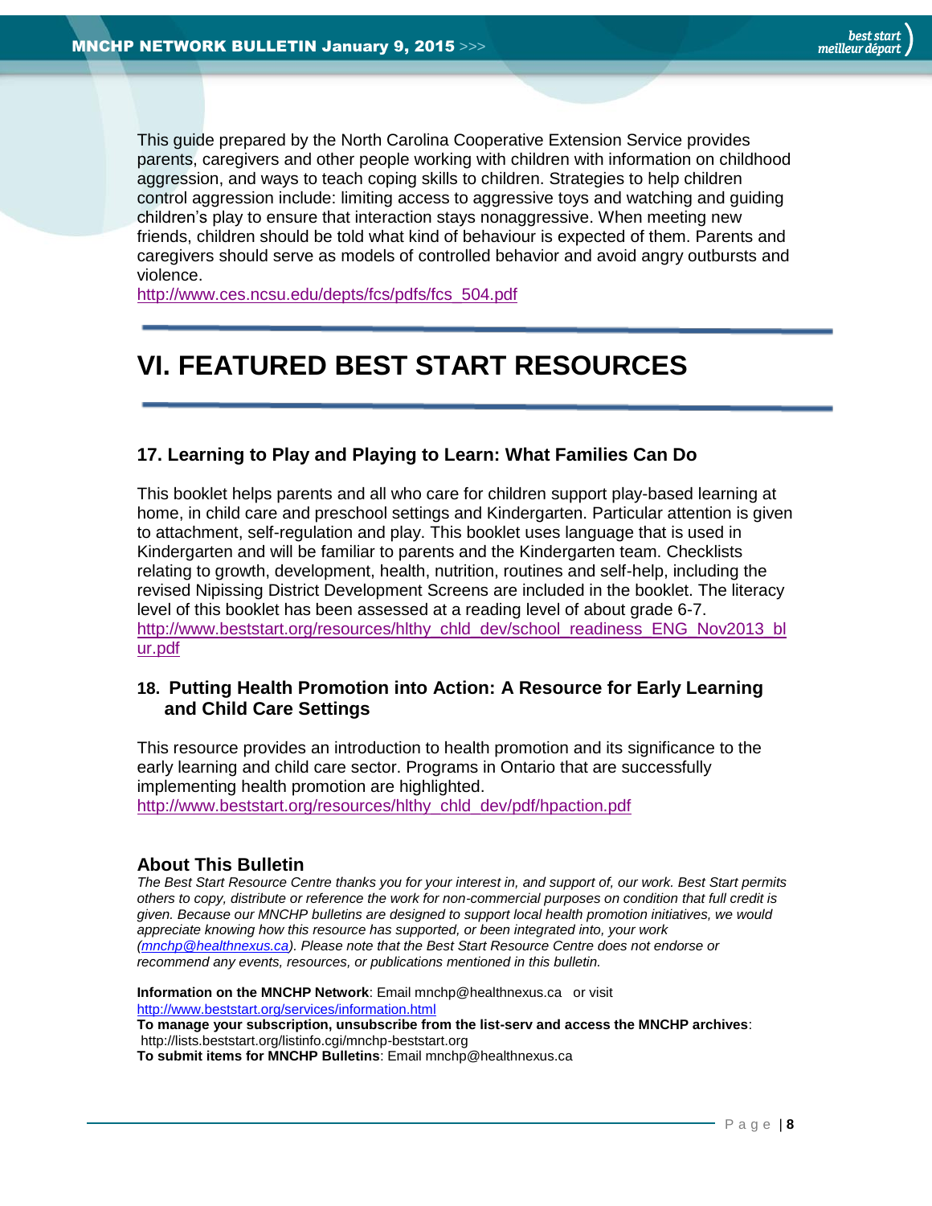This guide prepared by the North Carolina Cooperative Extension Service provides parents, caregivers and other people working with children with information on childhood aggression, and ways to teach coping skills to children. Strategies to help children control aggression include: limiting access to aggressive toys and watching and guiding children's play to ensure that interaction stays nonaggressive. When meeting new friends, children should be told what kind of behaviour is expected of them. Parents and caregivers should serve as models of controlled behavior and avoid angry outbursts and violence.
http://www.ces.ncsu.edu/depts/fcs/pdfs/fcs_504.pdf

# VI. FEATURED BEST START RESOURCES

### 17. Learning to Play and Playing to Learn: What Families Can Do

This booklet helps parents and all who care for children support play-based learning at home, in child care and preschool settings and Kindergarten. Particular attention is given to attachment, self-regulation and play. This booklet uses language that is used in Kindergarten and will be familiar to parents and the Kindergarten team. Checklists relating to growth, development, health, nutrition, routines and self-help, including the revised Nipissing District Development Screens are included in the booklet. The literacy level of this booklet has been assessed at a reading level of about grade 6-7.
http://www.beststart.org/resources/hlthy_chld_dev/school_readiness_ENG_Nov2013_blur.pdf

### 18. Putting Health Promotion into Action: A Resource for Early Learning and Child Care Settings

This resource provides an introduction to health promotion and its significance to the early learning and child care sector. Programs in Ontario that are successfully implementing health promotion are highlighted.
http://www.beststart.org/resources/hlthy_chld_dev/pdf/hpaction.pdf

### About This Bulletin

*The Best Start Resource Centre thanks you for your interest in, and support of, our work. Best Start permits others to copy, distribute or reference the work for non-commercial purposes on condition that full credit is given. Because our MNCHP bulletins are designed to support local health promotion initiatives, we would appreciate knowing how this resource has supported, or been integrated into, your work (mnchp@healthnexus.ca). Please note that the Best Start Resource Centre does not endorse or recommend any events, resources, or publications mentioned in this bulletin.*

**Information on the MNCHP Network**: Email mnchp@healthnexus.ca or visit http://www.beststart.org/services/information.html
**To manage your subscription, unsubscribe from the list-serv and access the MNCHP archives**: http://lists.beststart.org/listinfo.cgi/mnchp-beststart.org
**To submit items for MNCHP Bulletins**: Email mnchp@healthnexus.ca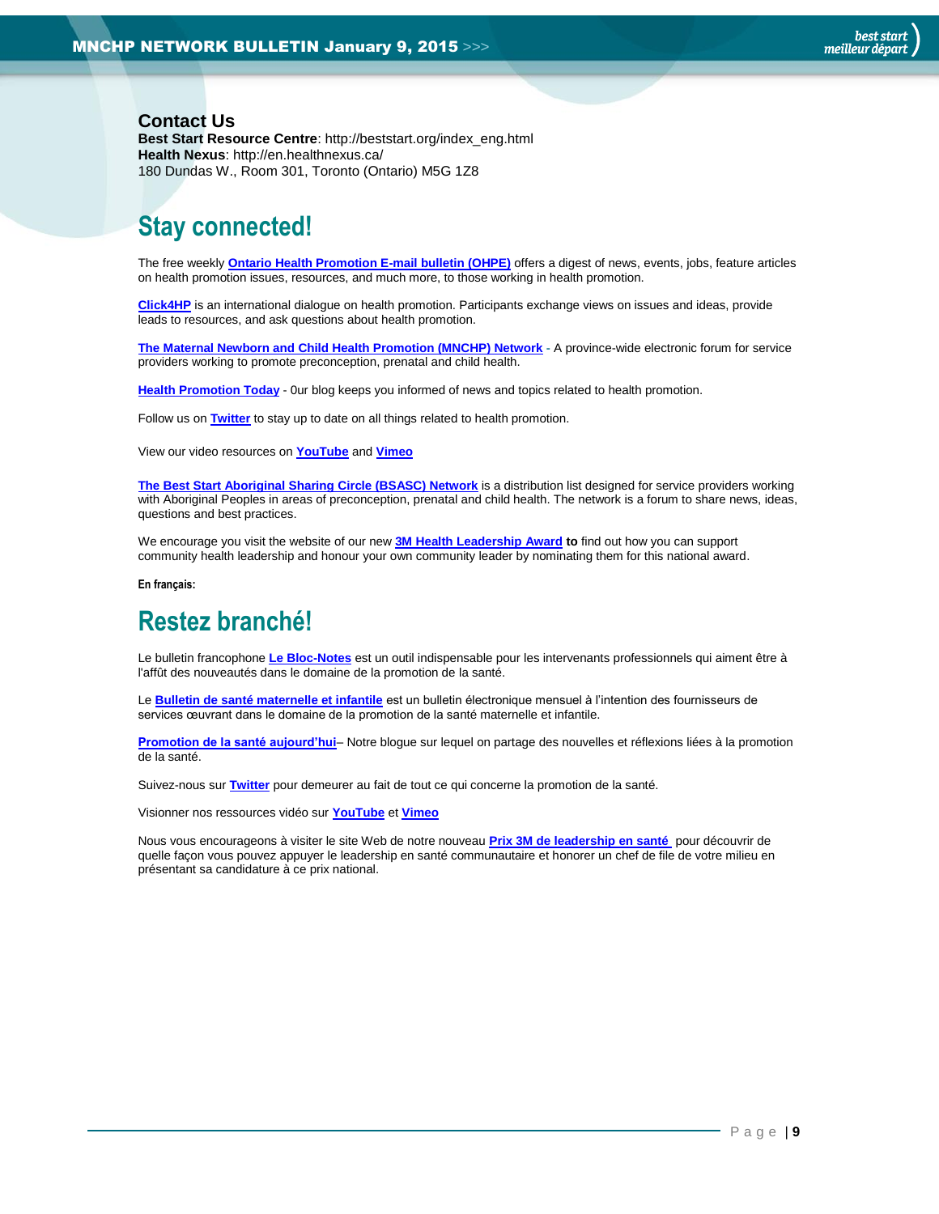## Contact Us

**Best Start Resource Centre**: http://beststart.org/index_eng.html
**Health Nexus**: http://en.healthnexus.ca/
180 Dundas W., Room 301, Toronto (Ontario) M5G 1Z8

# Stay connected!

The free weekly **Ontario Health Promotion E-mail bulletin (OHPE)** offers a digest of news, events, jobs, feature articles on health promotion issues, resources, and much more, to those working in health promotion.

**Click4HP** is an international dialogue on health promotion. Participants exchange views on issues and ideas, provide leads to resources, and ask questions about health promotion.

**The Maternal Newborn and Child Health Promotion (MNCHP) Network** - A province-wide electronic forum for service providers working to promote preconception, prenatal and child health.

**Health Promotion Today** - 0ur blog keeps you informed of news and topics related to health promotion.

Follow us on **Twitter** to stay up to date on all things related to health promotion.

View our video resources on **YouTube** and **Vimeo**

**The Best Start Aboriginal Sharing Circle (BSASC) Network** is a distribution list designed for service providers working with Aboriginal Peoples in areas of preconception, prenatal and child health. The network is a forum to share news, ideas, questions and best practices.

We encourage you visit the website of our new **3M Health Leadership Award** **to** find out how you can support community health leadership and honour your own community leader by nominating them for this national award.

**En français:**

# Restez branché!

Le bulletin francophone **Le Bloc-Notes** est un outil indispensable pour les intervenants professionnels qui aiment être à l'affût des nouveautés dans le domaine de la promotion de la santé.

Le **Bulletin de santé maternelle et infantile** est un bulletin électronique mensuel à l'intention des fournisseurs de services œuvrant dans le domaine de la promotion de la santé maternelle et infantile.

**Promotion de la santé aujourd'hui**– Notre blogue sur lequel on partage des nouvelles et réflexions liées à la promotion de la santé.

Suivez-nous sur **Twitter** pour demeurer au fait de tout ce qui concerne la promotion de la santé.

Visionner nos ressources vidéo sur **YouTube** et **Vimeo**

Nous vous encourageons à visiter le site Web de notre nouveau **Prix 3M de leadership en santé** pour découvrir de quelle façon vous pouvez appuyer le leadership en santé communautaire et honorer un chef de file de votre milieu en présentant sa candidature à ce prix national.